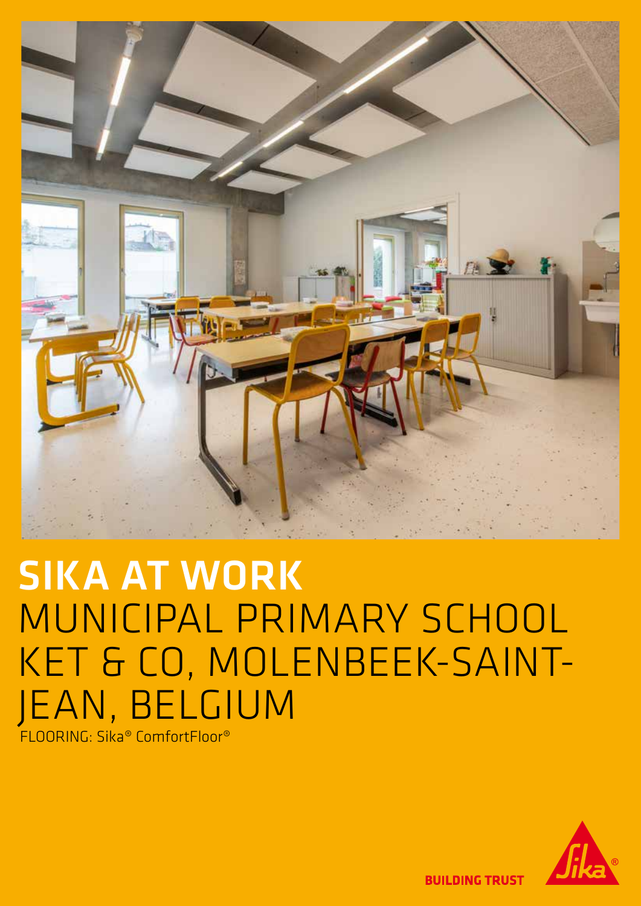# SIKA AT WORK

# MUNICIPAL PRIMARY SCHOOL KET & CO, MOLENBEEK-SAINT-JEAN, BELGIUM

FLOORING: Sika® ComfortFloor®

BUILDING TRUST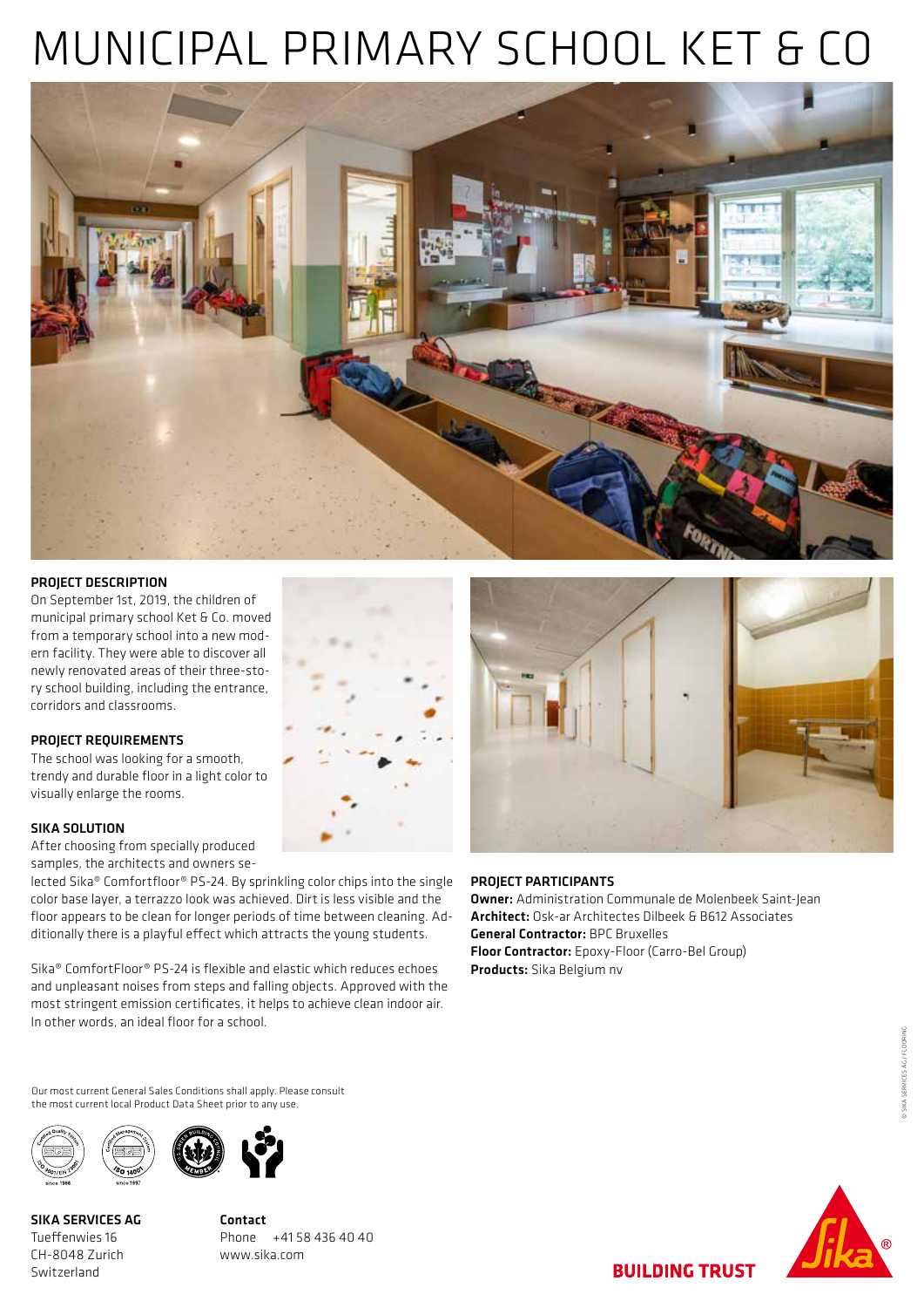# MUNICIPAL PRIMARY SCHOOL KET & CO

## PROJECT DESCRIPTION

On September 1st, 2019, the children of municipal primary school Ket & Co. moved from a temporary school into a new modern facility. They were able to discover all newly renovated areas of their three-story school building, including the entrance, corridors and classrooms.

## PROJECT REQUIREMENTS

The school was looking for a smooth, trendy and durable floor in a light color to visually enlarge the rooms.

## SIKA SOLUTION

After choosing from specially produced samples, the architects and owners selected Sika® Comfortfloor® PS-24. By sprinkling color chips into the single color base layer, a terrazzo look was achieved. Dirt is less visible and the floor appears to be clean for longer periods of time between cleaning. Additionally there is a playful effect which attracts the young students.

Sika® ComfortFloor® PS-24 is flexible and elastic which reduces echoes and unpleasant noises from steps and falling objects. Approved with the most stringent emission certificates, it helps to achieve clean indoor air. In other words, an ideal floor for a school.

## PROJECT PARTICIPANTS

**Owner:** Administration Communale de Molenbeek Saint-Jean
**Architect:** Osk-ar Architectes Dilbeek & B612 Associates
**General Contractor:** BPC Bruxelles
**Floor Contractor:** Epoxy-Floor (Carro-Bel Group)
**Products:** Sika Belgium nv

Our most current General Sales Conditions shall apply. Please consult the most current local Product Data Sheet prior to any use.

**SIKA SERVICES AG**
Tueffenwies 16
CH-8048 Zurich
Switzerland

**Contact**
Phone +41 58 436 40 40
www.sika.com

**BUILDING TRUST**

© SIKA SERVICES AG / FLOORING